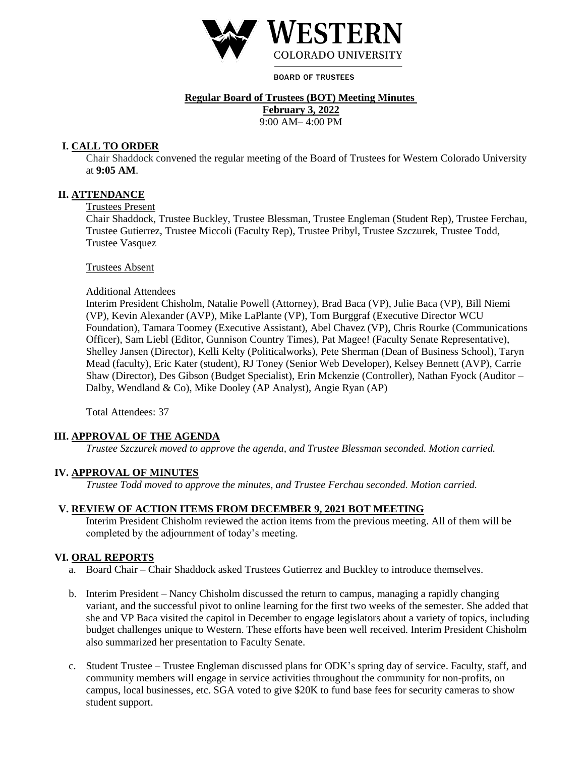**BOARD OF TRUSTEES**

## Regular Board of Trustees (BOT) Meeting Minutes

**February 3, 2022**
9:00 AM– 4:00 PM

### I. CALL TO ORDER

Chair Shaddock convened the regular meeting of the Board of Trustees for Western Colorado University at **9:05 AM**.

### II. ATTENDANCE

Trustees Present

Chair Shaddock, Trustee Buckley, Trustee Blessman, Trustee Engleman (Student Rep), Trustee Ferchau, Trustee Gutierrez, Trustee Miccoli (Faculty Rep), Trustee Pribyl, Trustee Szczurek, Trustee Todd, Trustee Vasquez

Trustees Absent

Additional Attendees

Interim President Chisholm, Natalie Powell (Attorney), Brad Baca (VP), Julie Baca (VP), Bill Niemi (VP), Kevin Alexander (AVP), Mike LaPlante (VP), Tom Burggraf (Executive Director WCU Foundation), Tamara Toomey (Executive Assistant), Abel Chavez (VP), Chris Rourke (Communications Officer), Sam Liebl (Editor, Gunnison Country Times), Pat Magee! (Faculty Senate Representative), Shelley Jansen (Director), Kelli Kelty (Politicalworks), Pete Sherman (Dean of Business School), Taryn Mead (faculty), Eric Kater (student), RJ Toney (Senior Web Developer), Kelsey Bennett (AVP), Carrie Shaw (Director), Des Gibson (Budget Specialist), Erin Mckenzie (Controller), Nathan Fyock (Auditor – Dalby, Wendland & Co), Mike Dooley (AP Analyst), Angie Ryan (AP)

Total Attendees: 37

### III. APPROVAL OF THE AGENDA

*Trustee Szczurek moved to approve the agenda, and Trustee Blessman seconded. Motion carried.*

### IV. APPROVAL OF MINUTES

*Trustee Todd moved to approve the minutes, and Trustee Ferchau seconded. Motion carried.*

### V. REVIEW OF ACTION ITEMS FROM DECEMBER 9, 2021 BOT MEETING

Interim President Chisholm reviewed the action items from the previous meeting. All of them will be completed by the adjournment of today's meeting.

### VI. ORAL REPORTS

a. Board Chair – Chair Shaddock asked Trustees Gutierrez and Buckley to introduce themselves.

b. Interim President – Nancy Chisholm discussed the return to campus, managing a rapidly changing variant, and the successful pivot to online learning for the first two weeks of the semester. She added that she and VP Baca visited the capitol in December to engage legislators about a variety of topics, including budget challenges unique to Western. These efforts have been well received. Interim President Chisholm also summarized her presentation to Faculty Senate.

c. Student Trustee – Trustee Engleman discussed plans for ODK's spring day of service. Faculty, staff, and community members will engage in service activities throughout the community for non-profits, on campus, local businesses, etc. SGA voted to give $20K to fund base fees for security cameras to show student support.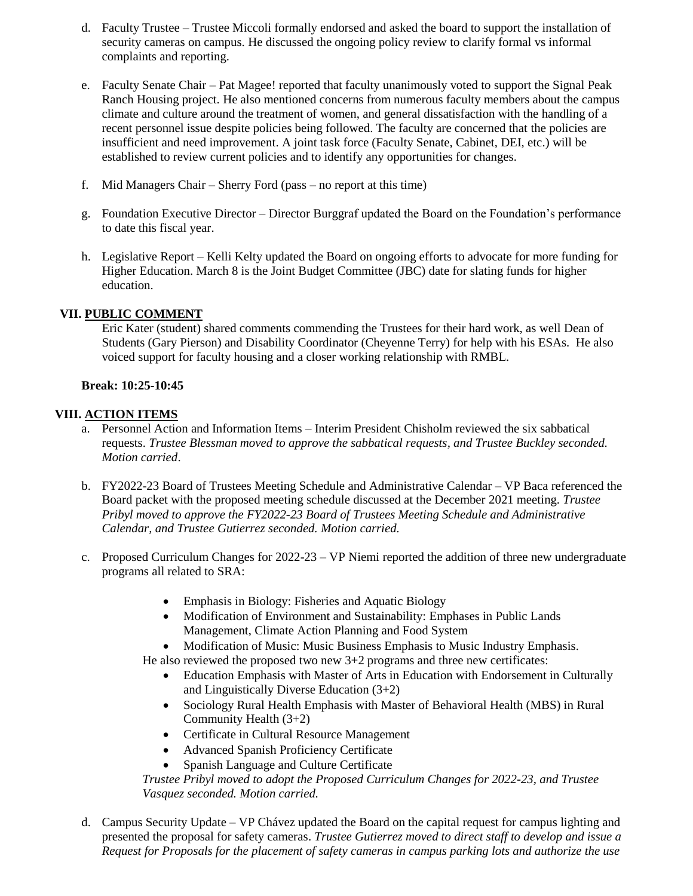d. Faculty Trustee – Trustee Miccoli formally endorsed and asked the board to support the installation of security cameras on campus. He discussed the ongoing policy review to clarify formal vs informal complaints and reporting.

e. Faculty Senate Chair – Pat Magee! reported that faculty unanimously voted to support the Signal Peak Ranch Housing project. He also mentioned concerns from numerous faculty members about the campus climate and culture around the treatment of women, and general dissatisfaction with the handling of a recent personnel issue despite policies being followed. The faculty are concerned that the policies are insufficient and need improvement. A joint task force (Faculty Senate, Cabinet, DEI, etc.) will be established to review current policies and to identify any opportunities for changes.

f. Mid Managers Chair – Sherry Ford (pass – no report at this time)

g. Foundation Executive Director – Director Burggraf updated the Board on the Foundation's performance to date this fiscal year.

h. Legislative Report – Kelli Kelty updated the Board on ongoing efforts to advocate for more funding for Higher Education. March 8 is the Joint Budget Committee (JBC) date for slating funds for higher education.

## VII. PUBLIC COMMENT

Eric Kater (student) shared comments commending the Trustees for their hard work, as well Dean of Students (Gary Pierson) and Disability Coordinator (Cheyenne Terry) for help with his ESAs. He also voiced support for faculty housing and a closer working relationship with RMBL.

**Break: 10:25-10:45**

## VIII. ACTION ITEMS

a. Personnel Action and Information Items – Interim President Chisholm reviewed the six sabbatical requests. *Trustee Blessman moved to approve the sabbatical requests, and Trustee Buckley seconded. Motion carried*.

b. FY2022-23 Board of Trustees Meeting Schedule and Administrative Calendar – VP Baca referenced the Board packet with the proposed meeting schedule discussed at the December 2021 meeting. *Trustee Pribyl moved to approve the FY2022-23 Board of Trustees Meeting Schedule and Administrative Calendar, and Trustee Gutierrez seconded. Motion carried.*

c. Proposed Curriculum Changes for 2022-23 – VP Niemi reported the addition of three new undergraduate programs all related to SRA:

- Emphasis in Biology: Fisheries and Aquatic Biology
- Modification of Environment and Sustainability: Emphases in Public Lands Management, Climate Action Planning and Food System
- Modification of Music: Music Business Emphasis to Music Industry Emphasis.

He also reviewed the proposed two new 3+2 programs and three new certificates:

- Education Emphasis with Master of Arts in Education with Endorsement in Culturally and Linguistically Diverse Education (3+2)
- Sociology Rural Health Emphasis with Master of Behavioral Health (MBS) in Rural Community Health (3+2)
- Certificate in Cultural Resource Management
- Advanced Spanish Proficiency Certificate
- Spanish Language and Culture Certificate

*Trustee Pribyl moved to adopt the Proposed Curriculum Changes for 2022-23, and Trustee Vasquez seconded. Motion carried.*

d. Campus Security Update – VP Chávez updated the Board on the capital request for campus lighting and presented the proposal for safety cameras. *Trustee Gutierrez moved to direct staff to develop and issue a Request for Proposals for the placement of safety cameras in campus parking lots and authorize the use*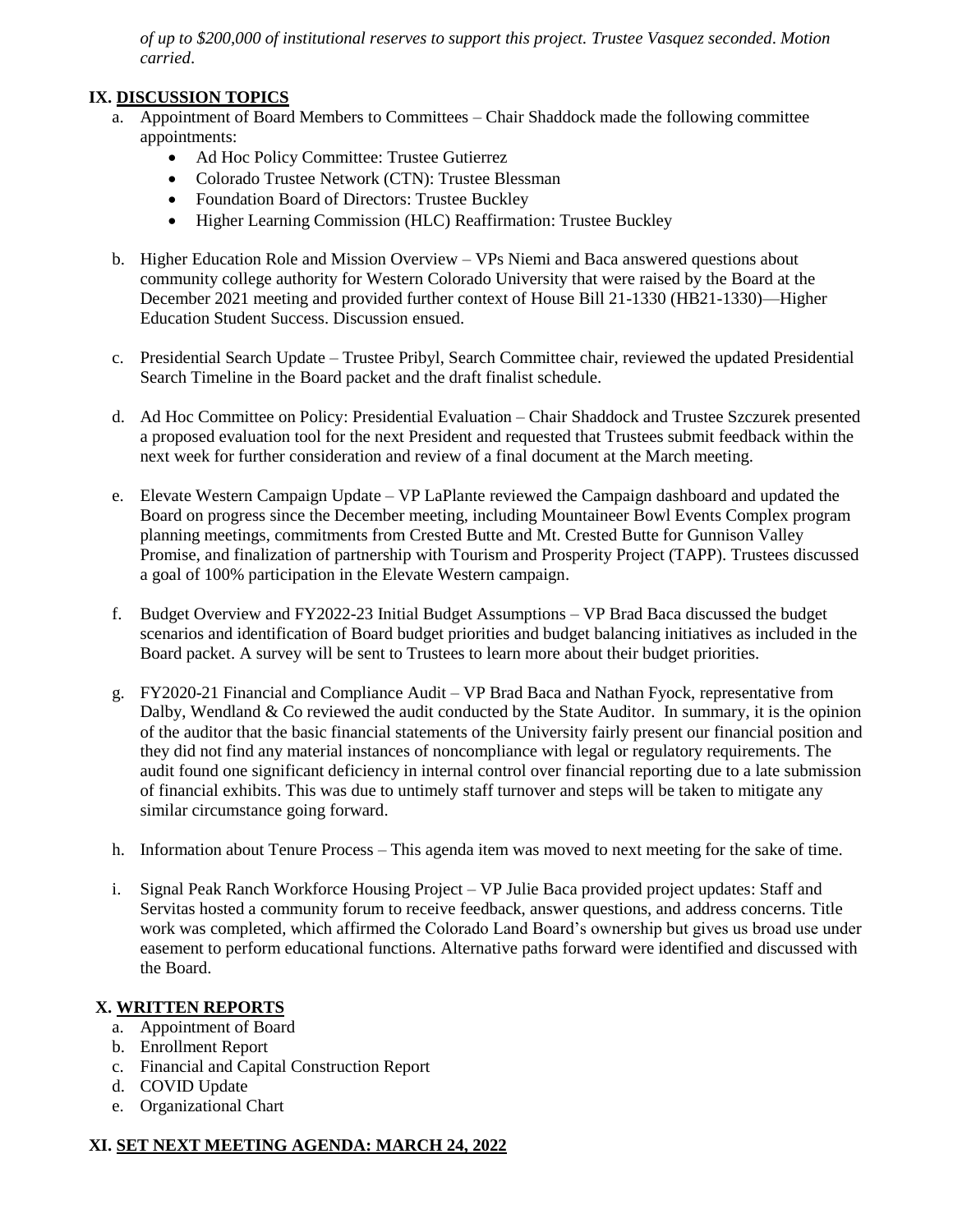*of up to $200,000 of institutional reserves to support this project. Trustee Vasquez seconded. Motion carried.*

## IX. DISCUSSION TOPICS

a. Appointment of Board Members to Committees – Chair Shaddock made the following committee appointments:
   - Ad Hoc Policy Committee: Trustee Gutierrez
   - Colorado Trustee Network (CTN): Trustee Blessman
   - Foundation Board of Directors: Trustee Buckley
   - Higher Learning Commission (HLC) Reaffirmation: Trustee Buckley

b. Higher Education Role and Mission Overview – VPs Niemi and Baca answered questions about community college authority for Western Colorado University that were raised by the Board at the December 2021 meeting and provided further context of House Bill 21-1330 (HB21-1330)—Higher Education Student Success. Discussion ensued.

c. Presidential Search Update – Trustee Pribyl, Search Committee chair, reviewed the updated Presidential Search Timeline in the Board packet and the draft finalist schedule.

d. Ad Hoc Committee on Policy: Presidential Evaluation – Chair Shaddock and Trustee Szczurek presented a proposed evaluation tool for the next President and requested that Trustees submit feedback within the next week for further consideration and review of a final document at the March meeting.

e. Elevate Western Campaign Update – VP LaPlante reviewed the Campaign dashboard and updated the Board on progress since the December meeting, including Mountaineer Bowl Events Complex program planning meetings, commitments from Crested Butte and Mt. Crested Butte for Gunnison Valley Promise, and finalization of partnership with Tourism and Prosperity Project (TAPP). Trustees discussed a goal of 100% participation in the Elevate Western campaign.

f. Budget Overview and FY2022-23 Initial Budget Assumptions – VP Brad Baca discussed the budget scenarios and identification of Board budget priorities and budget balancing initiatives as included in the Board packet. A survey will be sent to Trustees to learn more about their budget priorities.

g. FY2020-21 Financial and Compliance Audit – VP Brad Baca and Nathan Fyock, representative from Dalby, Wendland & Co reviewed the audit conducted by the State Auditor. In summary, it is the opinion of the auditor that the basic financial statements of the University fairly present our financial position and they did not find any material instances of noncompliance with legal or regulatory requirements. The audit found one significant deficiency in internal control over financial reporting due to a late submission of financial exhibits. This was due to untimely staff turnover and steps will be taken to mitigate any similar circumstance going forward.

h. Information about Tenure Process – This agenda item was moved to next meeting for the sake of time.

i. Signal Peak Ranch Workforce Housing Project – VP Julie Baca provided project updates: Staff and Servitas hosted a community forum to receive feedback, answer questions, and address concerns. Title work was completed, which affirmed the Colorado Land Board's ownership but gives us broad use under easement to perform educational functions. Alternative paths forward were identified and discussed with the Board.

## X. WRITTEN REPORTS

a. Appointment of Board
b. Enrollment Report
c. Financial and Capital Construction Report
d. COVID Update
e. Organizational Chart

## XI. SET NEXT MEETING AGENDA: MARCH 24, 2022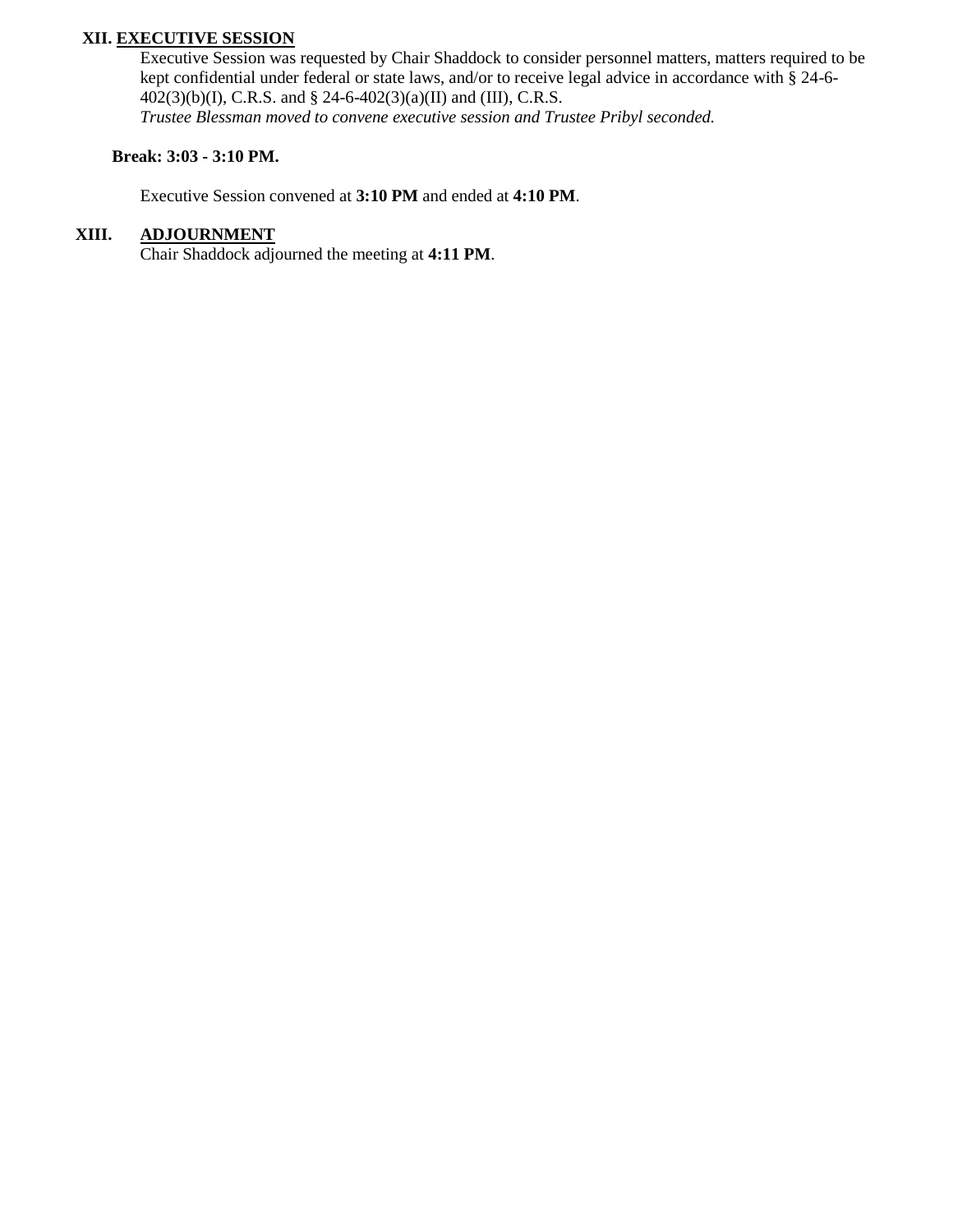## XII. EXECUTIVE SESSION

Executive Session was requested by Chair Shaddock to consider personnel matters, matters required to be kept confidential under federal or state laws, and/or to receive legal advice in accordance with § 24-6-402(3)(b)(I), C.R.S. and § 24-6-402(3)(a)(II) and (III), C.R.S.

*Trustee Blessman moved to convene executive session and Trustee Pribyl seconded.*

**Break: 3:03 - 3:10 PM.**

Executive Session convened at **3:10 PM** and ended at **4:10 PM**.

## XIII. ADJOURNMENT

Chair Shaddock adjourned the meeting at **4:11 PM**.